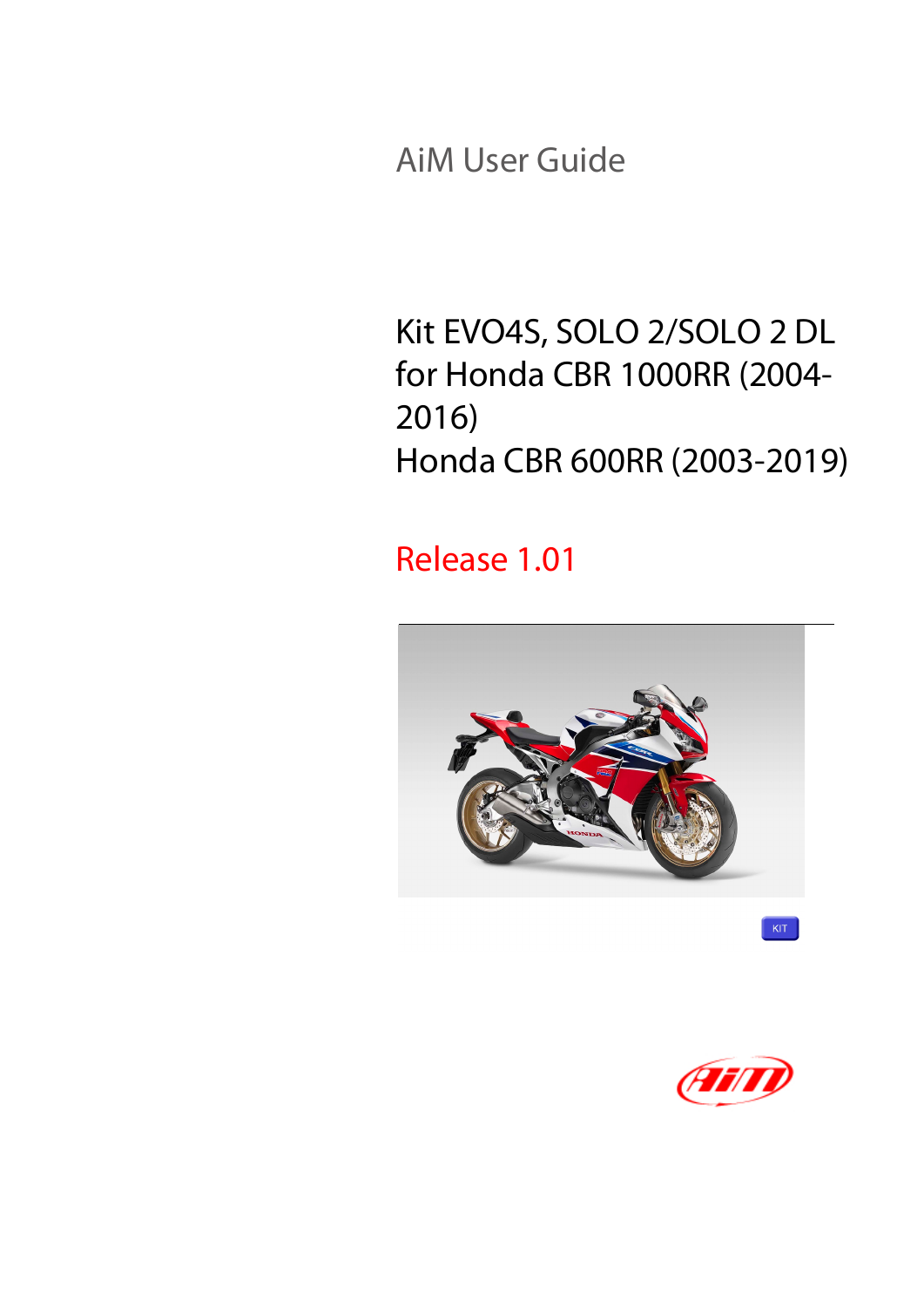AiM User Guide

# Kit EVO4S, SOLO 2/SOLO 2 DL for Honda CBR 1000RR (2004-2016)
# Honda CBR 600RR (2003-2019)

Release 1.01

KIT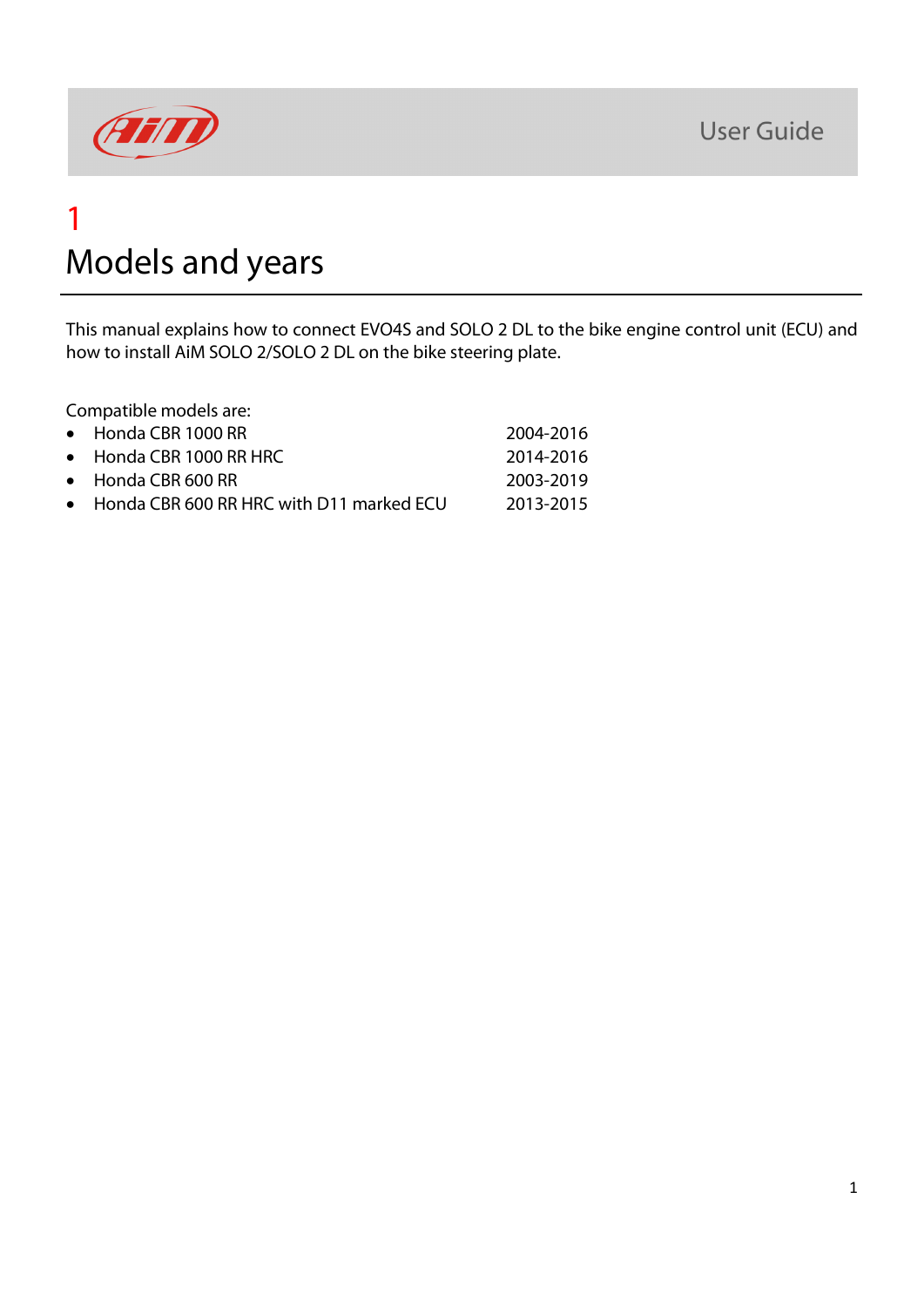# 1

# Models and years

This manual explains how to connect EVO4S and SOLO 2 DL to the bike engine control unit (ECU) and how to install AiM SOLO 2/SOLO 2 DL on the bike steering plate.

Compatible models are:

| Model | Years |
| --- | --- |
| Honda CBR 1000 RR | 2004-2016 |
| Honda CBR 1000 RR HRC | 2014-2016 |
| Honda CBR 600 RR | 2003-2019 |
| Honda CBR 600 RR HRC with D11 marked ECU | 2013-2015 |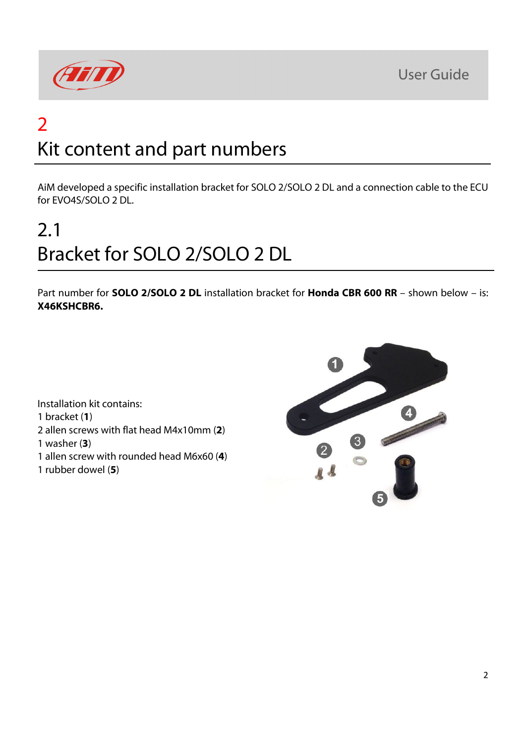# 2
# Kit content and part numbers

AiM developed a specific installation bracket for SOLO 2/SOLO 2 DL and a connection cable to the ECU for EVO4S/SOLO 2 DL.

## 2.1
## Bracket for SOLO 2/SOLO 2 DL

Part number for **SOLO 2/SOLO 2 DL** installation bracket for **Honda CBR 600 RR** – shown below – is: **X46KSHCBR6.**

Installation kit contains:
1 bracket (**1**)
2 allen screws with flat head M4x10mm (**2**)
1 washer (**3**)
1 allen screw with rounded head M6x60 (**4**)
1 rubber dowel (**5**)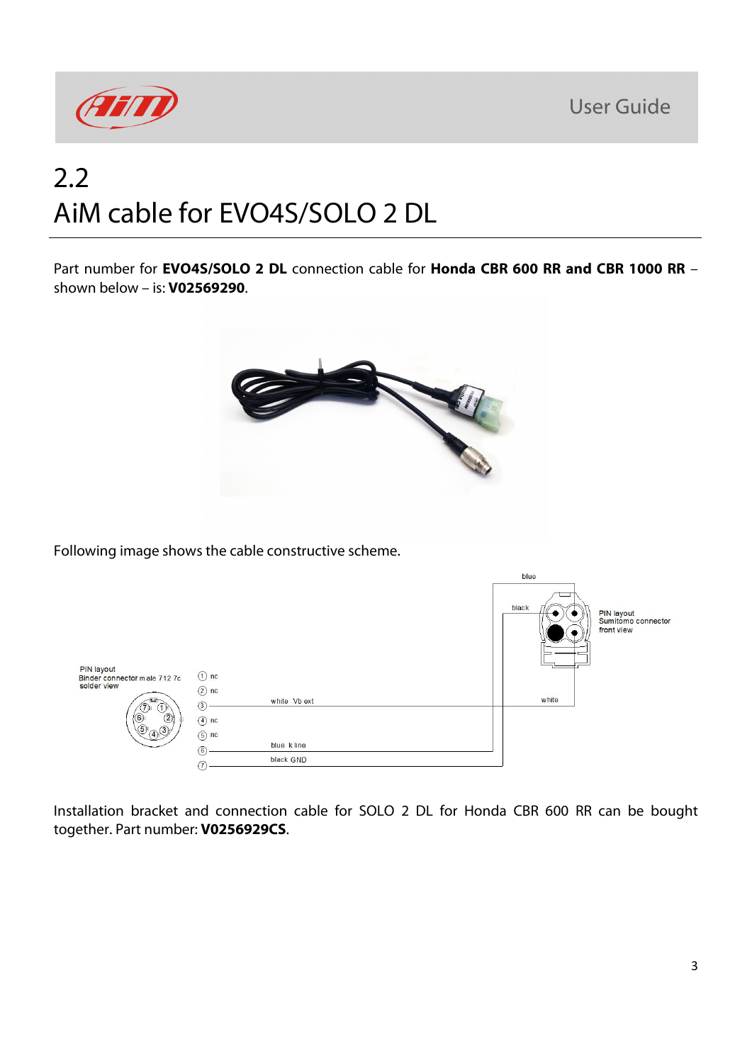## 2.2 AiM cable for EVO4S/SOLO 2 DL

Part number for **EVO4S/SOLO 2 DL** connection cable for **Honda CBR 600 RR and CBR 1000 RR** – shown below – is: **V02569290**.

Following image shows the cable constructive scheme.

Installation bracket and connection cable for SOLO 2 DL for Honda CBR 600 RR can be bought together. Part number: **V0256929CS**.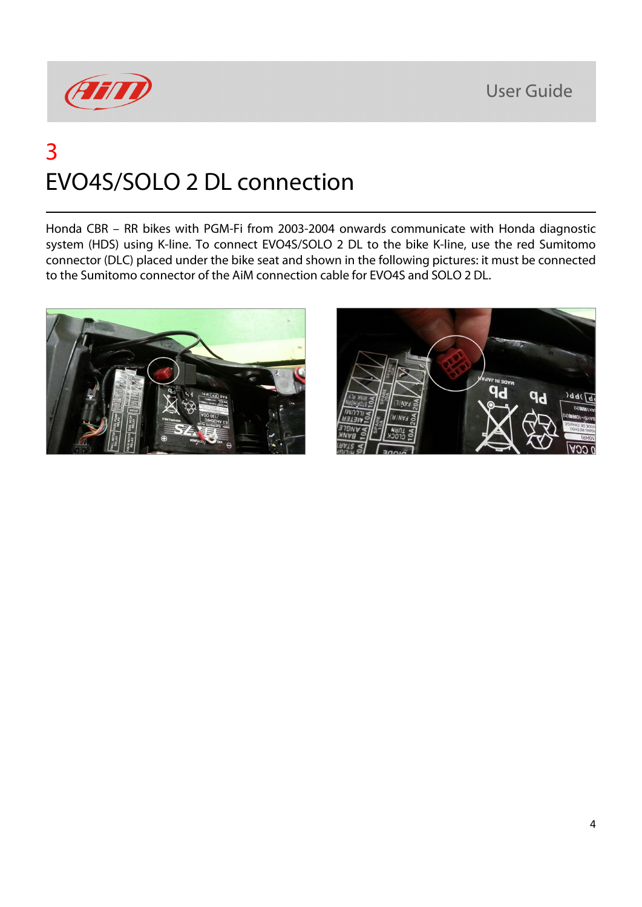# 3

# EVO4S/SOLO 2 DL connection

Honda CBR – RR bikes with PGM-Fi from 2003-2004 onwards communicate with Honda diagnostic system (HDS) using K-line. To connect EVO4S/SOLO 2 DL to the bike K-line, use the red Sumitomo connector (DLC) placed under the bike seat and shown in the following pictures: it must be connected to the Sumitomo connector of the AiM connection cable for EVO4S and SOLO 2 DL.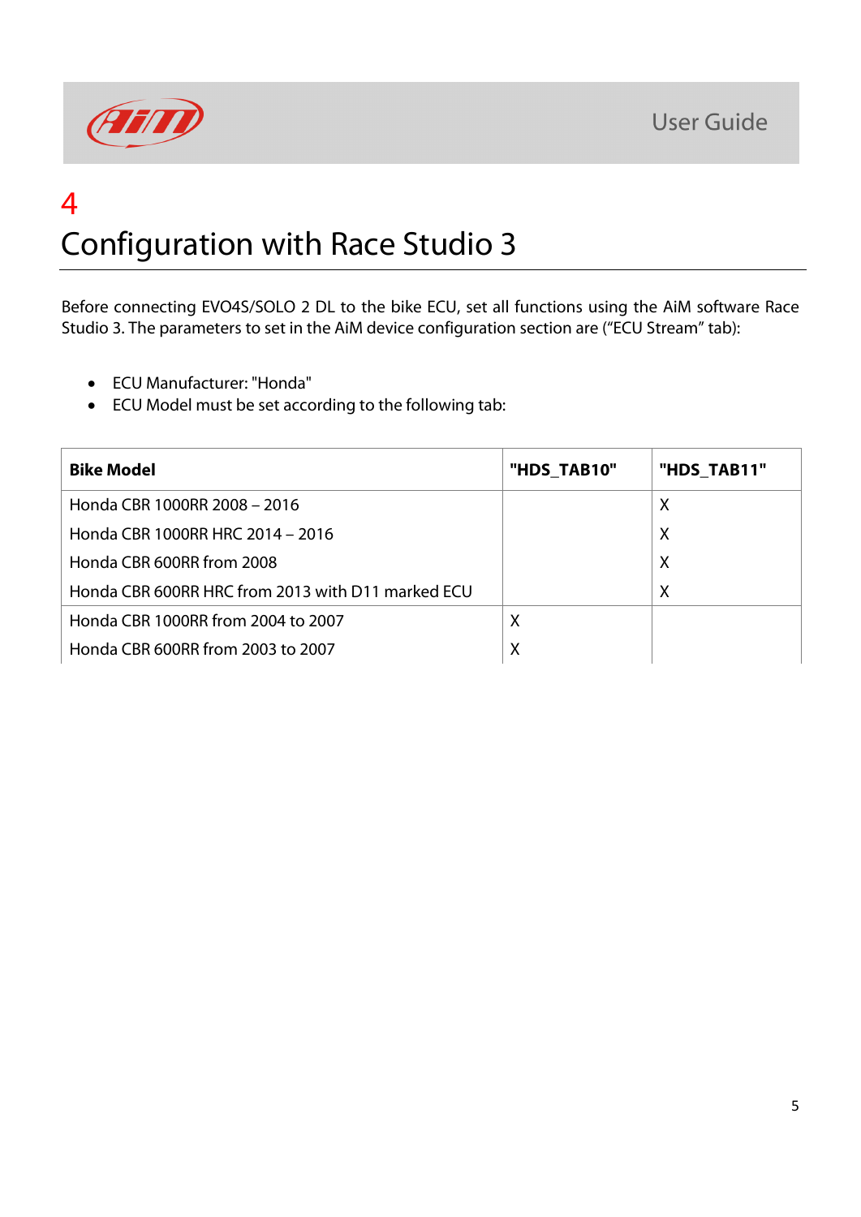# 4

# Configuration with Race Studio 3

Before connecting EVO4S/SOLO 2 DL to the bike ECU, set all functions using the AiM software Race Studio 3. The parameters to set in the AiM device configuration section are ("ECU Stream" tab):

- ECU Manufacturer: "Honda"
- ECU Model must be set according to the following tab:

| Bike Model | "HDS_TAB10" | "HDS_TAB11" |
|---|---|---|
| Honda CBR 1000RR 2008 – 2016 | | X |
| Honda CBR 1000RR HRC 2014 – 2016 | | X |
| Honda CBR 600RR from 2008 | | X |
| Honda CBR 600RR HRC from 2013 with D11 marked ECU | | X |
| Honda CBR 1000RR from 2004 to 2007 | X | |
| Honda CBR 600RR from 2003 to 2007 | X | |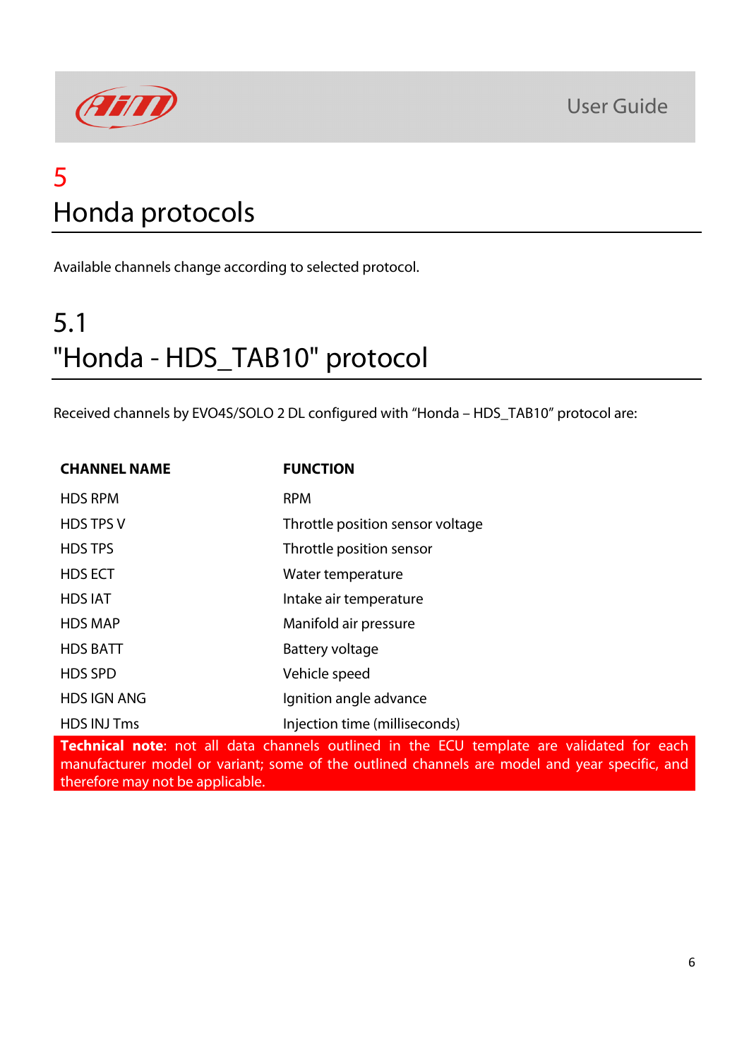# 5
# Honda protocols

Available channels change according to selected protocol.

## 5.1
## "Honda - HDS_TAB10" protocol

Received channels by EVO4S/SOLO 2 DL configured with "Honda – HDS_TAB10" protocol are:

| CHANNEL NAME | FUNCTION |
|---|---|
| HDS RPM | RPM |
| HDS TPS V | Throttle position sensor voltage |
| HDS TPS | Throttle position sensor |
| HDS ECT | Water temperature |
| HDS IAT | Intake air temperature |
| HDS MAP | Manifold air pressure |
| HDS BATT | Battery voltage |
| HDS SPD | Vehicle speed |
| HDS IGN ANG | Ignition angle advance |
| HDS INJ Tms | Injection time (milliseconds) |

**Technical note**: not all data channels outlined in the ECU template are validated for each manufacturer model or variant; some of the outlined channels are model and year specific, and therefore may not be applicable.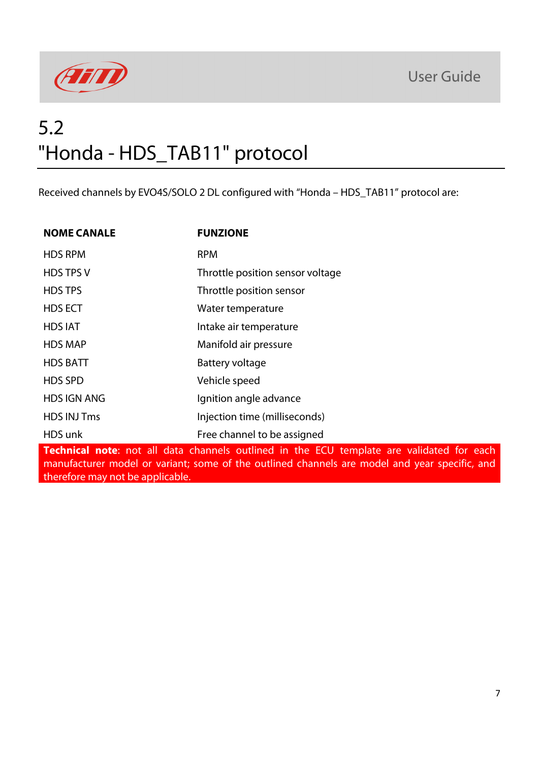## 5.2 "Honda - HDS_TAB11" protocol

Received channels by EVO4S/SOLO 2 DL configured with "Honda – HDS_TAB11" protocol are:

| NOME CANALE | FUNZIONE |
|---|---|
| HDS RPM | RPM |
| HDS TPS V | Throttle position sensor voltage |
| HDS TPS | Throttle position sensor |
| HDS ECT | Water temperature |
| HDS IAT | Intake air temperature |
| HDS MAP | Manifold air pressure |
| HDS BATT | Battery voltage |
| HDS SPD | Vehicle speed |
| HDS IGN ANG | Ignition angle advance |
| HDS INJ Tms | Injection time (milliseconds) |
| HDS unk | Free channel to be assigned |

**Technical note**: not all data channels outlined in the ECU template are validated for each manufacturer model or variant; some of the outlined channels are model and year specific, and therefore may not be applicable.